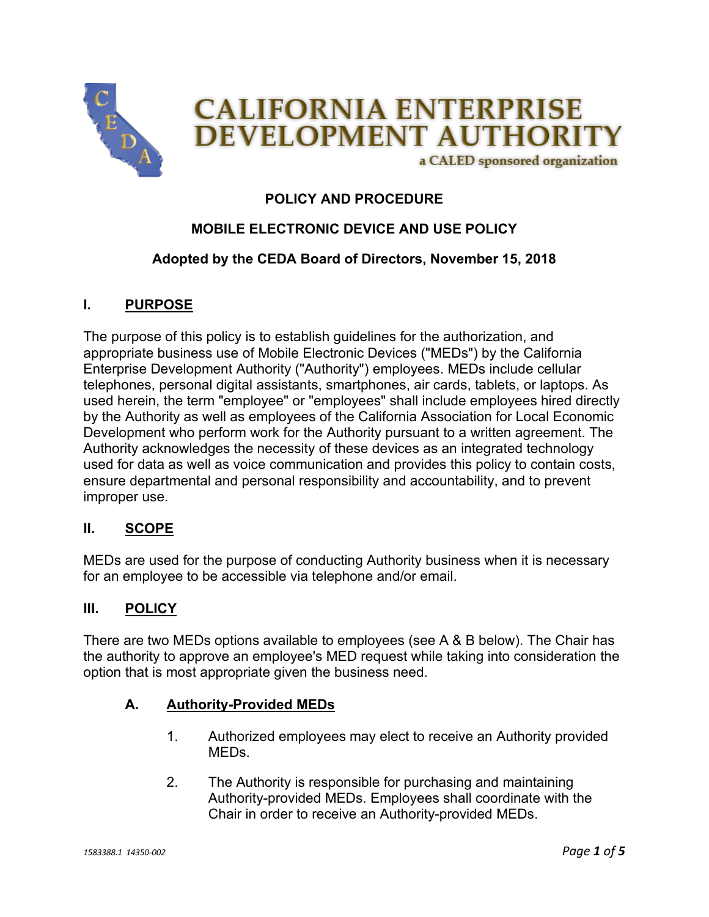# CALIFORNIA ENTERPRISE DEVELOPMENT AUTHORITY

a CALED sponsored organization

**POLICY AND PROCEDURE**

**MOBILE ELECTRONIC DEVICE AND USE POLICY**

**Adopted by the CEDA Board of Directors, November 15, 2018**

## I. PURPOSE

The purpose of this policy is to establish guidelines for the authorization, and appropriate business use of Mobile Electronic Devices ("MEDs") by the California Enterprise Development Authority ("Authority") employees. MEDs include cellular telephones, personal digital assistants, smartphones, air cards, tablets, or laptops. As used herein, the term "employee" or "employees" shall include employees hired directly by the Authority as well as employees of the California Association for Local Economic Development who perform work for the Authority pursuant to a written agreement. The Authority acknowledges the necessity of these devices as an integrated technology used for data as well as voice communication and provides this policy to contain costs, ensure departmental and personal responsibility and accountability, and to prevent improper use.

## II. SCOPE

MEDs are used for the purpose of conducting Authority business when it is necessary for an employee to be accessible via telephone and/or email.

## III. POLICY

There are two MEDs options available to employees (see A & B below). The Chair has the authority to approve an employee's MED request while taking into consideration the option that is most appropriate given the business need.

### A. Authority-Provided MEDs

1. Authorized employees may elect to receive an Authority provided MEDs.
2. The Authority is responsible for purchasing and maintaining Authority-provided MEDs. Employees shall coordinate with the Chair in order to receive an Authority-provided MEDs.

1583388.1 14350-002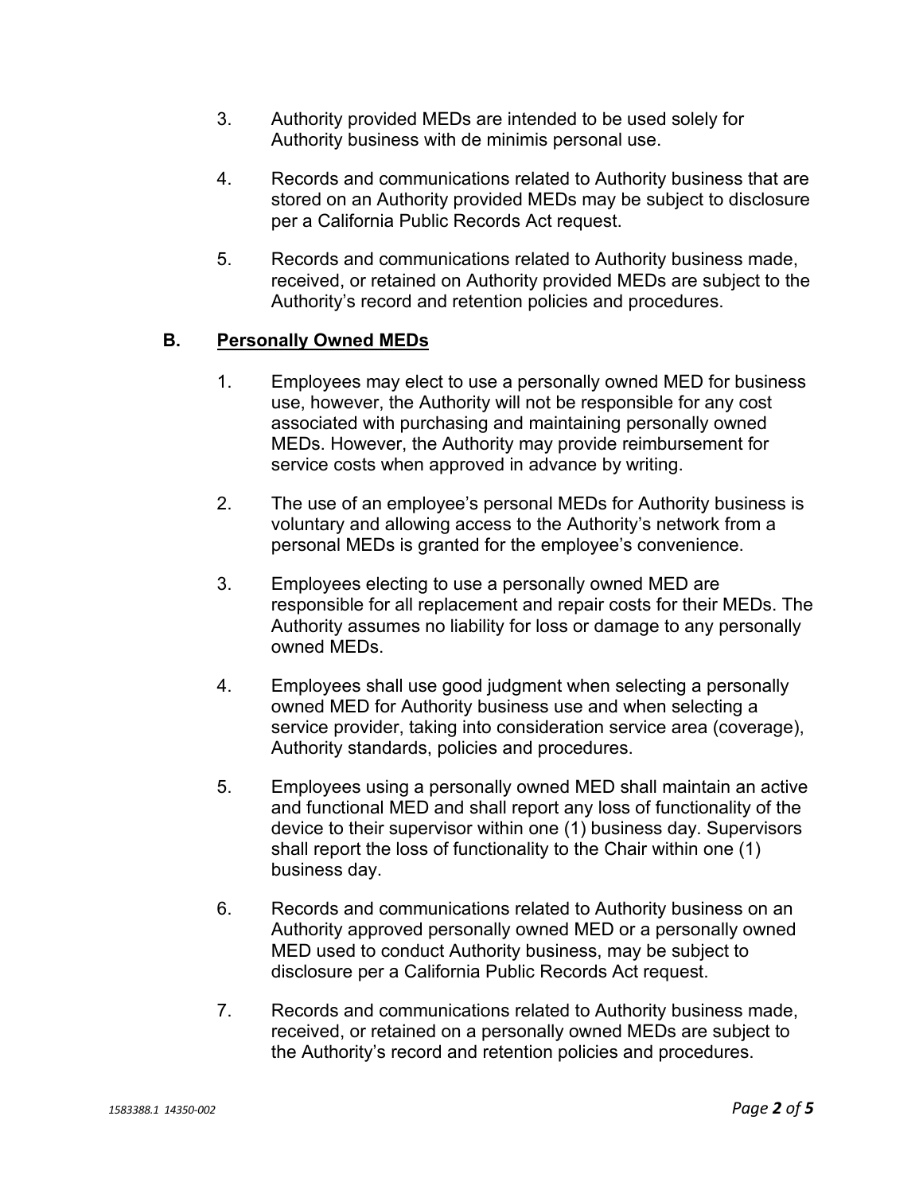3. Authority provided MEDs are intended to be used solely for Authority business with de minimis personal use.

4. Records and communications related to Authority business that are stored on an Authority provided MEDs may be subject to disclosure per a California Public Records Act request.

5. Records and communications related to Authority business made, received, or retained on Authority provided MEDs are subject to the Authority's record and retention policies and procedures.

### B. <u>Personally Owned MEDs</u>

1. Employees may elect to use a personally owned MED for business use, however, the Authority will not be responsible for any cost associated with purchasing and maintaining personally owned MEDs. However, the Authority may provide reimbursement for service costs when approved in advance by writing.

2. The use of an employee's personal MEDs for Authority business is voluntary and allowing access to the Authority's network from a personal MEDs is granted for the employee's convenience.

3. Employees electing to use a personally owned MED are responsible for all replacement and repair costs for their MEDs. The Authority assumes no liability for loss or damage to any personally owned MEDs.

4. Employees shall use good judgment when selecting a personally owned MED for Authority business use and when selecting a service provider, taking into consideration service area (coverage), Authority standards, policies and procedures.

5. Employees using a personally owned MED shall maintain an active and functional MED and shall report any loss of functionality of the device to their supervisor within one (1) business day. Supervisors shall report the loss of functionality to the Chair within one (1) business day.

6. Records and communications related to Authority business on an Authority approved personally owned MED or a personally owned MED used to conduct Authority business, may be subject to disclosure per a California Public Records Act request.

7. Records and communications related to Authority business made, received, or retained on a personally owned MEDs are subject to the Authority's record and retention policies and procedures.

*1583388.1 14350-002*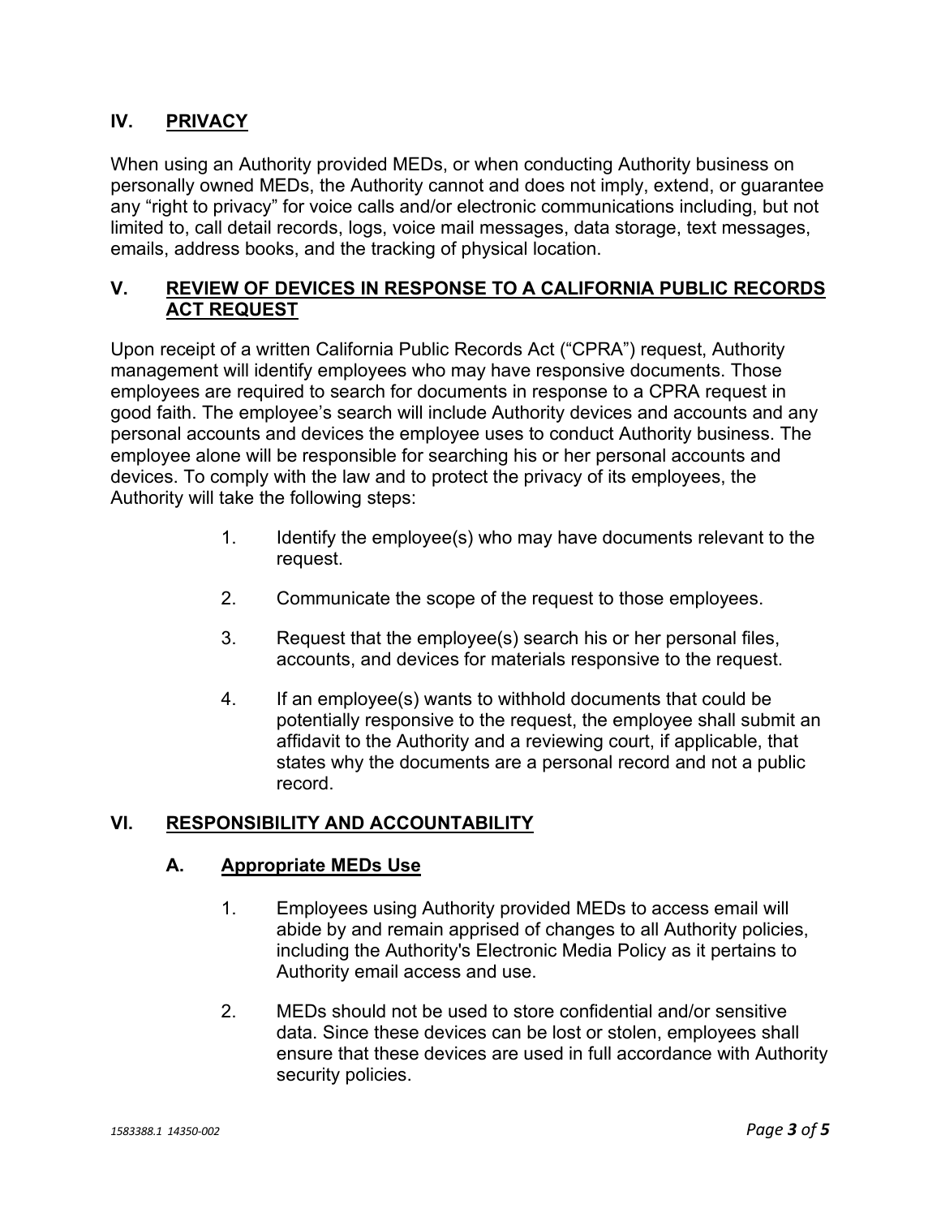## IV. PRIVACY

When using an Authority provided MEDs, or when conducting Authority business on personally owned MEDs, the Authority cannot and does not imply, extend, or guarantee any "right to privacy" for voice calls and/or electronic communications including, but not limited to, call detail records, logs, voice mail messages, data storage, text messages, emails, address books, and the tracking of physical location.

## V. REVIEW OF DEVICES IN RESPONSE TO A CALIFORNIA PUBLIC RECORDS ACT REQUEST

Upon receipt of a written California Public Records Act ("CPRA") request, Authority management will identify employees who may have responsive documents. Those employees are required to search for documents in response to a CPRA request in good faith. The employee's search will include Authority devices and accounts and any personal accounts and devices the employee uses to conduct Authority business. The employee alone will be responsible for searching his or her personal accounts and devices. To comply with the law and to protect the privacy of its employees, the Authority will take the following steps:

1. Identify the employee(s) who may have documents relevant to the request.
2. Communicate the scope of the request to those employees.
3. Request that the employee(s) search his or her personal files, accounts, and devices for materials responsive to the request.
4. If an employee(s) wants to withhold documents that could be potentially responsive to the request, the employee shall submit an affidavit to the Authority and a reviewing court, if applicable, that states why the documents are a personal record and not a public record.

## VI. RESPONSIBILITY AND ACCOUNTABILITY

### A. Appropriate MEDs Use

1. Employees using Authority provided MEDs to access email will abide by and remain apprised of changes to all Authority policies, including the Authority's Electronic Media Policy as it pertains to Authority email access and use.
2. MEDs should not be used to store confidential and/or sensitive data. Since these devices can be lost or stolen, employees shall ensure that these devices are used in full accordance with Authority security policies.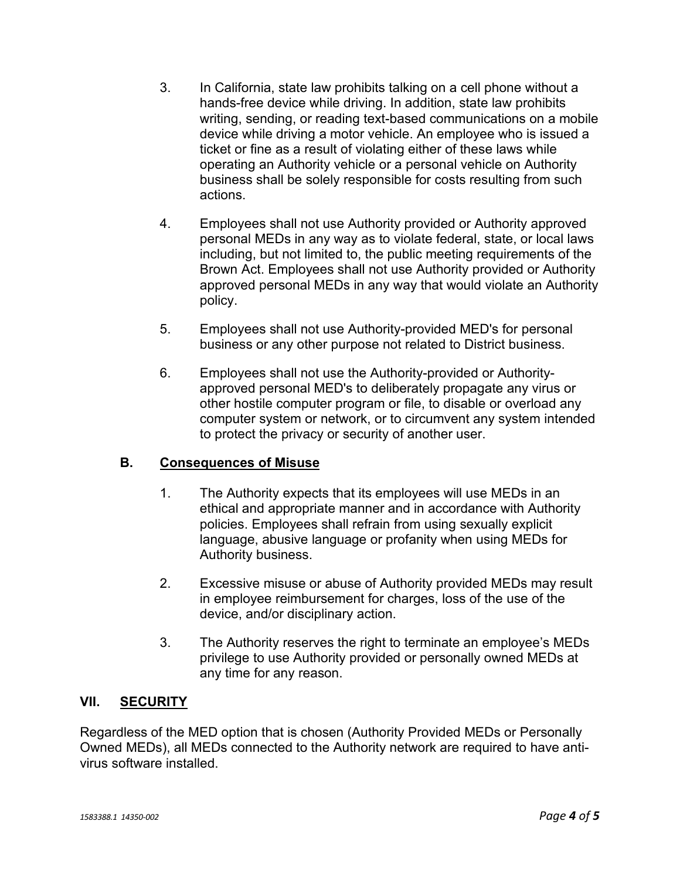3. In California, state law prohibits talking on a cell phone without a hands-free device while driving. In addition, state law prohibits writing, sending, or reading text-based communications on a mobile device while driving a motor vehicle. An employee who is issued a ticket or fine as a result of violating either of these laws while operating an Authority vehicle or a personal vehicle on Authority business shall be solely responsible for costs resulting from such actions.

4. Employees shall not use Authority provided or Authority approved personal MEDs in any way as to violate federal, state, or local laws including, but not limited to, the public meeting requirements of the Brown Act. Employees shall not use Authority provided or Authority approved personal MEDs in any way that would violate an Authority policy.

5. Employees shall not use Authority-provided MED's for personal business or any other purpose not related to District business.

6. Employees shall not use the Authority-provided or Authority-approved personal MED's to deliberately propagate any virus or other hostile computer program or file, to disable or overload any computer system or network, or to circumvent any system intended to protect the privacy or security of another user.

### B. Consequences of Misuse

1. The Authority expects that its employees will use MEDs in an ethical and appropriate manner and in accordance with Authority policies. Employees shall refrain from using sexually explicit language, abusive language or profanity when using MEDs for Authority business.

2. Excessive misuse or abuse of Authority provided MEDs may result in employee reimbursement for charges, loss of the use of the device, and/or disciplinary action.

3. The Authority reserves the right to terminate an employee's MEDs privilege to use Authority provided or personally owned MEDs at any time for any reason.

## VII. SECURITY

Regardless of the MED option that is chosen (Authority Provided MEDs or Personally Owned MEDs), all MEDs connected to the Authority network are required to have anti-virus software installed.

*1583388.1 14350-002*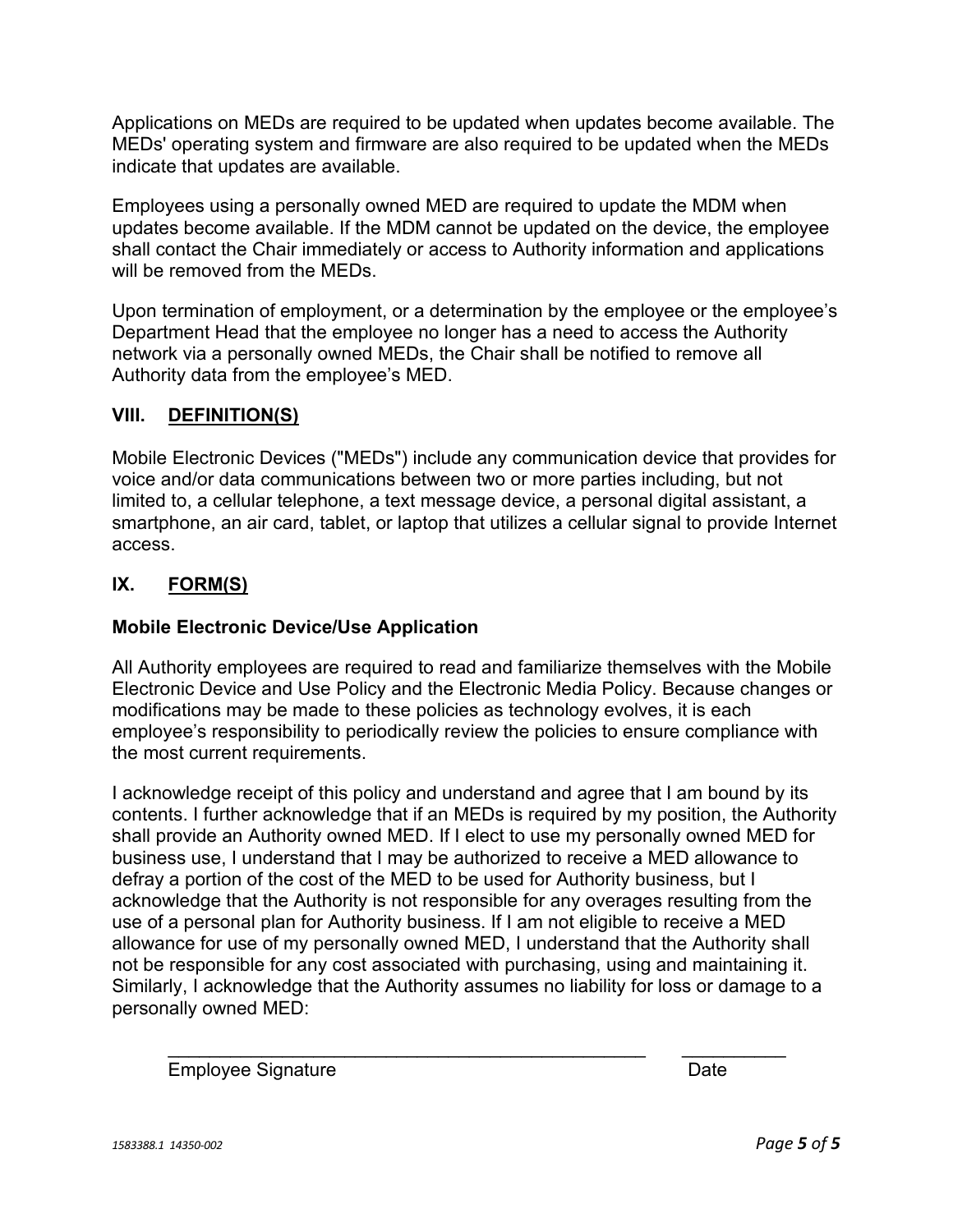Applications on MEDs are required to be updated when updates become available. The MEDs' operating system and firmware are also required to be updated when the MEDs indicate that updates are available.

Employees using a personally owned MED are required to update the MDM when updates become available. If the MDM cannot be updated on the device, the employee shall contact the Chair immediately or access to Authority information and applications will be removed from the MEDs.

Upon termination of employment, or a determination by the employee or the employee's Department Head that the employee no longer has a need to access the Authority network via a personally owned MEDs, the Chair shall be notified to remove all Authority data from the employee's MED.

## VIII. DEFINITION(S)

Mobile Electronic Devices ("MEDs") include any communication device that provides for voice and/or data communications between two or more parties including, but not limited to, a cellular telephone, a text message device, a personal digital assistant, a smartphone, an air card, tablet, or laptop that utilizes a cellular signal to provide Internet access.

## IX. FORM(S)

### Mobile Electronic Device/Use Application

All Authority employees are required to read and familiarize themselves with the Mobile Electronic Device and Use Policy and the Electronic Media Policy. Because changes or modifications may be made to these policies as technology evolves, it is each employee's responsibility to periodically review the policies to ensure compliance with the most current requirements.

I acknowledge receipt of this policy and understand and agree that I am bound by its contents. I further acknowledge that if an MEDs is required by my position, the Authority shall provide an Authority owned MED. If I elect to use my personally owned MED for business use, I understand that I may be authorized to receive a MED allowance to defray a portion of the cost of the MED to be used for Authority business, but I acknowledge that the Authority is not responsible for any overages resulting from the use of a personal plan for Authority business. If I am not eligible to receive a MED allowance for use of my personally owned MED, I understand that the Authority shall not be responsible for any cost associated with purchasing, using and maintaining it. Similarly, I acknowledge that the Authority assumes no liability for loss or damage to a personally owned MED:

_______________________________________________ __________

Employee Signature Date

1583388.1 14350-002